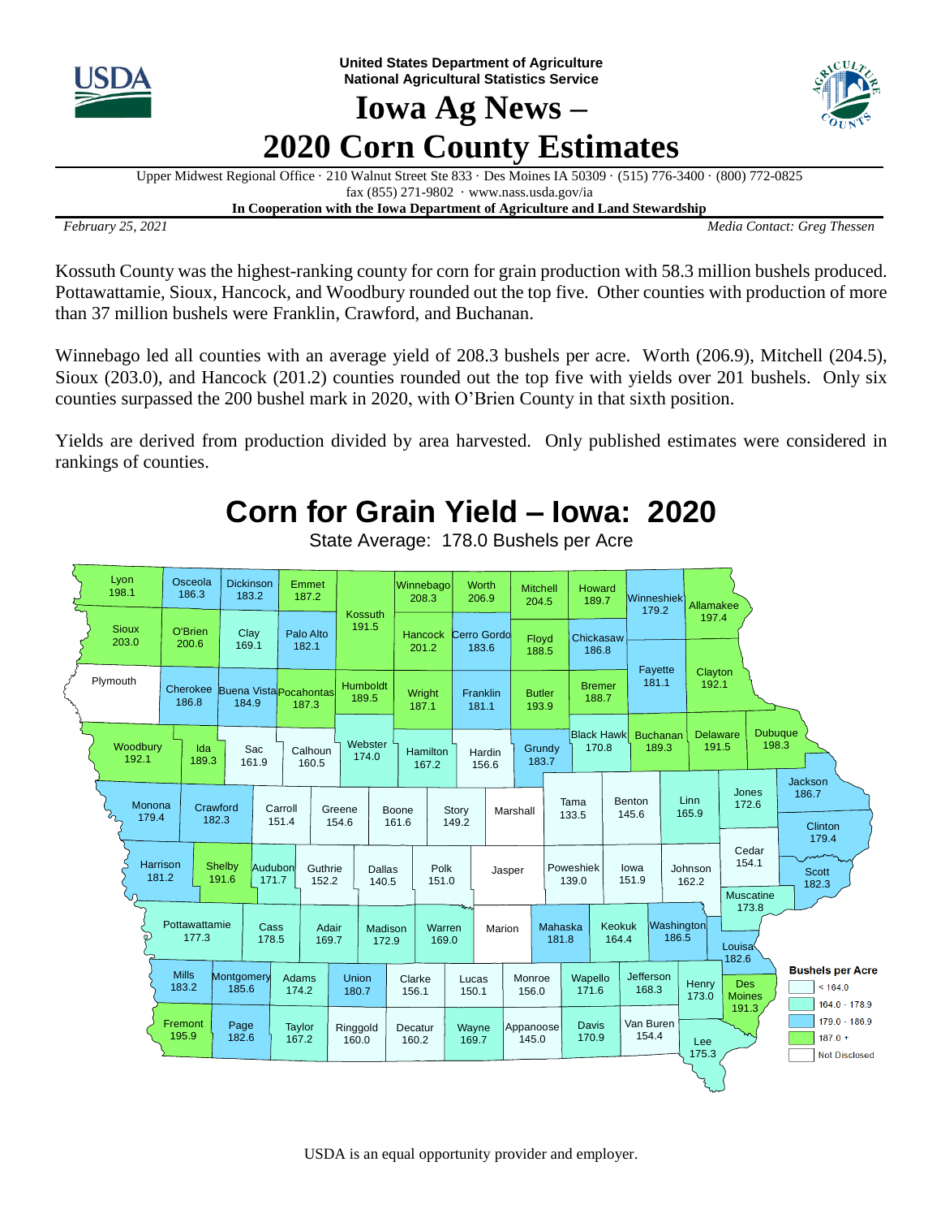United States Department of Agriculture
National Agricultural Statistics Service

# Iowa Ag News – 2020 Corn County Estimates

Upper Midwest Regional Office · 210 Walnut Street Ste 833 · Des Moines IA 50309 · (515) 776-3400 · (800) 772-0825
fax (855) 271-9802 · www.nass.usda.gov/ia

**In Cooperation with the Iowa Department of Agriculture and Land Stewardship**

*February 25, 2021* *Media Contact: Greg Thessen*

Kossuth County was the highest-ranking county for corn for grain production with 58.3 million bushels produced. Pottawattamie, Sioux, Hancock, and Woodbury rounded out the top five. Other counties with production of more than 37 million bushels were Franklin, Crawford, and Buchanan.

Winnebago led all counties with an average yield of 208.3 bushels per acre. Worth (206.9), Mitchell (204.5), Sioux (203.0), and Hancock (201.2) counties rounded out the top five with yields over 201 bushels. Only six counties surpassed the 200 bushel mark in 2020, with O'Brien County in that sixth position.

Yields are derived from production divided by area harvested. Only published estimates were considered in rankings of counties.

## Corn for Grain Yield – Iowa: 2020

State Average: 178.0 Bushels per Acre

| County | Yield | County | Yield | County | Yield |
|---|---|---|---|---|---|
| Lyon | 198.1 | Osceola | 186.3 | Dickinson | 183.2 |
| Emmet | 187.2 | Kossuth | 191.5 | Winnebago | 208.3 |
| Worth | 206.9 | Mitchell | 204.5 | Howard | 189.7 |
| Winneshiek | 179.2 | Allamakee | 197.4 | Sioux | 203.0 |
| O'Brien | 200.6 | Clay | 169.1 | Palo Alto | 182.1 |
| Hancock | 201.2 | Cerro Gordo | 183.6 | Floyd | 188.5 |
| Chickasaw | 186.8 | Fayette | 181.1 | Clayton | 192.1 |
| Plymouth | Not Disclosed | Cherokee | 186.8 | Buena Vista | 184.9 |
| Pocahontas | 187.3 | Humboldt | 189.5 | Wright | 187.1 |
| Franklin | 181.1 | Butler | 193.9 | Bremer | 188.7 |
| Black Hawk | 170.8 | Buchanan | 189.3 | Delaware | 191.5 |
| Dubuque | 198.3 | Woodbury | 192.1 | Ida | 189.3 |
| Sac | 161.9 | Calhoun | 160.5 | Webster | 174.0 |
| Hamilton | 167.2 | Hardin | 156.6 | Grundy | 183.7 |
| Jackson | 186.7 | Monona | 179.4 | Crawford | 182.3 |
| Carroll | 151.4 | Greene | 154.6 | Boone | 161.6 |
| Story | 149.2 | Marshall | Not Disclosed | Tama | 133.5 |
| Benton | 145.6 | Linn | 165.9 | Jones | 172.6 |
| Clinton | 179.4 | Harrison | 181.2 | Shelby | 191.6 |
| Audubon | 171.7 | Guthrie | 152.2 | Dallas | 140.5 |
| Polk | 151.0 | Jasper | Not Disclosed | Poweshiek | 139.0 |
| Iowa | 151.9 | Johnson | 162.2 | Cedar | 154.1 |
| Scott | 182.3 | Muscatine | 173.8 | Pottawattamie | 177.3 |
| Cass | 178.5 | Adair | 169.7 | Madison | 172.9 |
| Warren | 169.0 | Marion | Not Disclosed | Mahaska | 181.8 |
| Keokuk | 164.4 | Washington | 186.5 | Louisa | 182.6 |
| Mills | 183.2 | Montgomery | 185.6 | Adams | 174.2 |
| Union | 180.7 | Clarke | 156.1 | Lucas | 150.1 |
| Monroe | 156.0 | Wapello | 171.6 | Jefferson | 168.3 |
| Henry | 173.0 | Des Moines | 191.3 | Fremont | 195.9 |
| Page | 182.6 | Taylor | 167.2 | Ringgold | 160.0 |
| Decatur | 160.2 | Wayne | 169.7 | Appanoose | 145.0 |
| Davis | 170.9 | Van Buren | 154.4 | Lee | 175.3 |

**Bushels per Acre**

- < 164.0
- 164.0 - 178.9
- 179.0 - 186.9
- 187.0 +
- Not Disclosed

USDA is an equal opportunity provider and employer.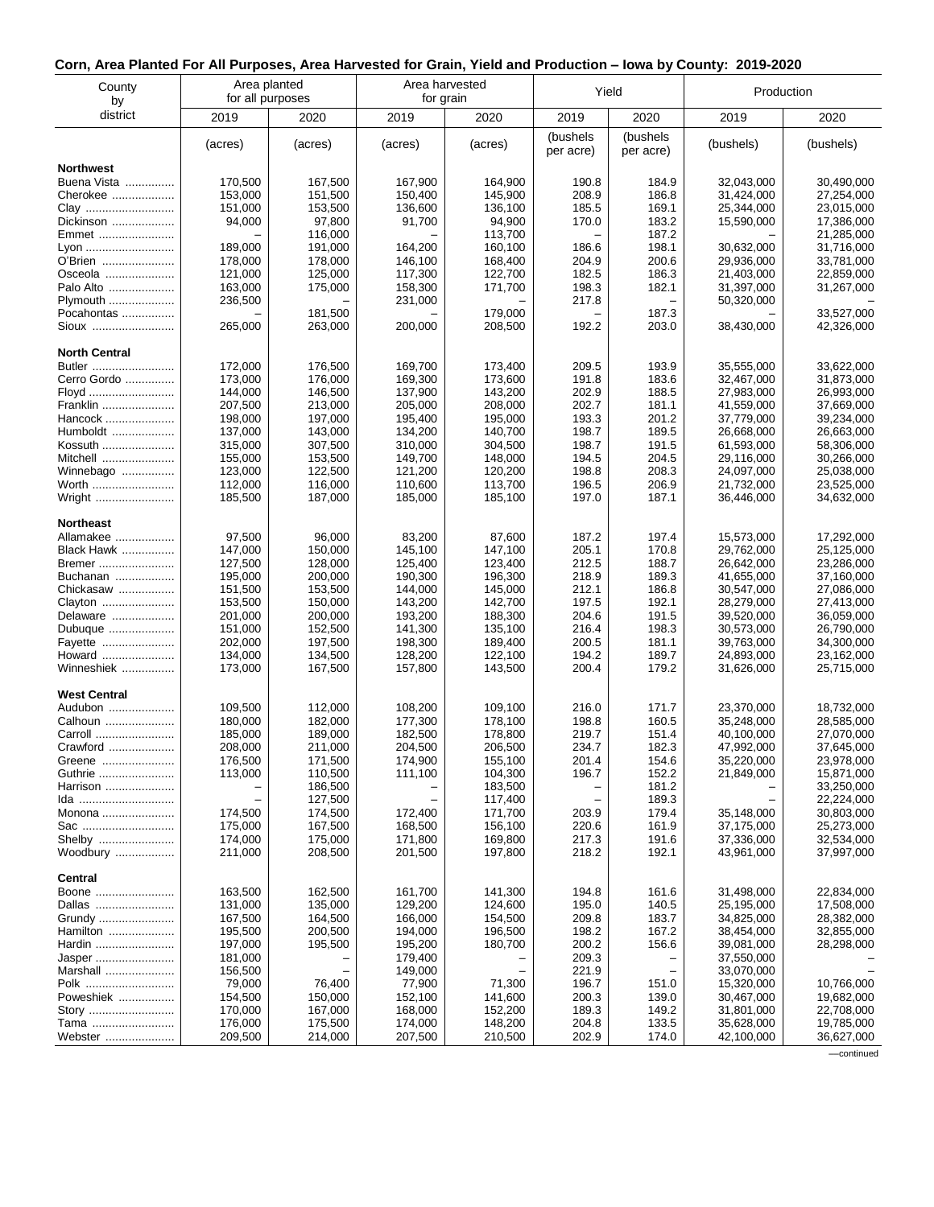## Corn, Area Planted For All Purposes, Area Harvested for Grain, Yield and Production – Iowa by County: 2019-2020

| County by district | Area planted for all purposes | | Area harvested for grain | | Yield | | Production | |
|---|---|---|---|---|---|---|---|---|
| | 2019 | 2020 | 2019 | 2020 | 2019 | 2020 | 2019 | 2020 |
| | (acres) | (acres) | (acres) | (acres) | (bushels per acre) | (bushels per acre) | (bushels) | (bushels) |
| **Northwest** | | | | | | | | |
| Buena Vista | 170,500 | 167,500 | 167,900 | 164,900 | 190.8 | 184.9 | 32,043,000 | 30,490,000 |
| Cherokee | 153,000 | 151,500 | 150,400 | 145,900 | 208.9 | 186.8 | 31,424,000 | 27,254,000 |
| Clay | 151,000 | 153,500 | 136,600 | 136,100 | 185.5 | 169.1 | 25,344,000 | 23,015,000 |
| Dickinson | 94,000 | 97,800 | 91,700 | 94,900 | 170.0 | 183.2 | 15,590,000 | 17,386,000 |
| Emmet | – | 116,000 | – | 113,700 | – | 187.2 | – | 21,285,000 |
| Lyon | 189,000 | 191,000 | 164,200 | 160,100 | 186.6 | 198.1 | 30,632,000 | 31,716,000 |
| O'Brien | 178,000 | 178,000 | 146,100 | 168,400 | 204.9 | 200.6 | 29,936,000 | 33,781,000 |
| Osceola | 121,000 | 125,000 | 117,300 | 122,700 | 182.5 | 186.3 | 21,403,000 | 22,859,000 |
| Palo Alto | 163,000 | 175,000 | 158,300 | 171,700 | 198.3 | 182.1 | 31,397,000 | 31,267,000 |
| Plymouth | 236,500 | – | 231,000 | – | 217.8 | – | 50,320,000 | – |
| Pocahontas | – | 181,500 | – | 179,000 | – | 187.3 | – | 33,527,000 |
| Sioux | 265,000 | 263,000 | 200,000 | 208,500 | 192.2 | 203.0 | 38,430,000 | 42,326,000 |
| **North Central** | | | | | | | | |
| Butler | 172,000 | 176,500 | 169,700 | 173,400 | 209.5 | 193.9 | 35,555,000 | 33,622,000 |
| Cerro Gordo | 173,000 | 176,000 | 169,300 | 173,600 | 191.8 | 183.6 | 32,467,000 | 31,873,000 |
| Floyd | 144,000 | 146,500 | 137,900 | 143,200 | 202.9 | 188.5 | 27,983,000 | 26,993,000 |
| Franklin | 207,500 | 213,000 | 205,000 | 208,000 | 202.7 | 181.1 | 41,559,000 | 37,669,000 |
| Hancock | 198,000 | 197,000 | 195,400 | 195,000 | 193.3 | 201.2 | 37,779,000 | 39,234,000 |
| Humboldt | 137,000 | 143,000 | 134,200 | 140,700 | 198.7 | 189.5 | 26,668,000 | 26,663,000 |
| Kossuth | 315,000 | 307,500 | 310,000 | 304,500 | 198.7 | 191.5 | 61,593,000 | 58,306,000 |
| Mitchell | 155,000 | 153,500 | 149,700 | 148,000 | 194.5 | 204.5 | 29,116,000 | 30,266,000 |
| Winnebago | 123,000 | 122,500 | 121,200 | 120,200 | 198.8 | 208.3 | 24,097,000 | 25,038,000 |
| Worth | 112,000 | 116,000 | 110,600 | 113,700 | 196.5 | 206.9 | 21,732,000 | 23,525,000 |
| Wright | 185,500 | 187,000 | 185,000 | 185,100 | 197.0 | 187.1 | 36,446,000 | 34,632,000 |
| **Northeast** | | | | | | | | |
| Allamakee | 97,500 | 96,000 | 83,200 | 87,600 | 187.2 | 197.4 | 15,573,000 | 17,292,000 |
| Black Hawk | 147,000 | 150,000 | 145,100 | 147,100 | 205.1 | 170.8 | 29,762,000 | 25,125,000 |
| Bremer | 127,500 | 128,000 | 125,400 | 123,400 | 212.5 | 188.7 | 26,642,000 | 23,286,000 |
| Buchanan | 195,000 | 200,000 | 190,300 | 196,300 | 218.9 | 189.3 | 41,655,000 | 37,160,000 |
| Chickasaw | 151,500 | 153,500 | 144,000 | 145,000 | 212.1 | 186.8 | 30,547,000 | 27,086,000 |
| Clayton | 153,500 | 150,000 | 143,200 | 142,700 | 197.5 | 192.1 | 28,279,000 | 27,413,000 |
| Delaware | 201,000 | 200,000 | 193,200 | 188,300 | 204.6 | 191.5 | 39,520,000 | 36,059,000 |
| Dubuque | 151,000 | 152,500 | 141,300 | 135,100 | 216.4 | 198.3 | 30,573,000 | 26,790,000 |
| Fayette | 202,000 | 197,500 | 198,300 | 189,400 | 200.5 | 181.1 | 39,763,000 | 34,300,000 |
| Howard | 134,000 | 134,500 | 128,200 | 122,100 | 194.2 | 189.7 | 24,893,000 | 23,162,000 |
| Winneshiek | 173,000 | 167,500 | 157,800 | 143,500 | 200.4 | 179.2 | 31,626,000 | 25,715,000 |
| **West Central** | | | | | | | | |
| Audubon | 109,500 | 112,000 | 108,200 | 109,100 | 216.0 | 171.7 | 23,370,000 | 18,732,000 |
| Calhoun | 180,000 | 182,000 | 177,300 | 178,100 | 198.8 | 160.5 | 35,248,000 | 28,585,000 |
| Carroll | 185,000 | 189,000 | 182,500 | 178,800 | 219.7 | 151.4 | 40,100,000 | 27,070,000 |
| Crawford | 208,000 | 211,000 | 204,500 | 206,500 | 234.7 | 182.3 | 47,992,000 | 37,645,000 |
| Greene | 176,500 | 171,500 | 174,900 | 155,100 | 201.4 | 154.6 | 35,220,000 | 23,978,000 |
| Guthrie | 113,000 | 110,500 | 111,100 | 104,300 | 196.7 | 152.2 | 21,849,000 | 15,871,000 |
| Harrison | – | 186,500 | – | 183,500 | – | 181.2 | – | 33,250,000 |
| Ida | – | 127,500 | – | 117,400 | – | 189.3 | – | 22,224,000 |
| Monona | 174,500 | 174,500 | 172,400 | 171,700 | 203.9 | 179.4 | 35,148,000 | 30,803,000 |
| Sac | 175,000 | 167,500 | 168,500 | 156,100 | 220.6 | 161.9 | 37,175,000 | 25,273,000 |
| Shelby | 174,000 | 175,000 | 171,800 | 169,800 | 217.3 | 191.6 | 37,336,000 | 32,534,000 |
| Woodbury | 211,000 | 208,500 | 201,500 | 197,800 | 218.2 | 192.1 | 43,961,000 | 37,997,000 |
| **Central** | | | | | | | | |
| Boone | 163,500 | 162,500 | 161,700 | 141,300 | 194.8 | 161.6 | 31,498,000 | 22,834,000 |
| Dallas | 131,000 | 135,000 | 129,200 | 124,600 | 195.0 | 140.5 | 25,195,000 | 17,508,000 |
| Grundy | 167,500 | 164,500 | 166,000 | 154,500 | 209.8 | 183.7 | 34,825,000 | 28,382,000 |
| Hamilton | 195,500 | 200,500 | 194,000 | 196,500 | 198.2 | 167.2 | 38,454,000 | 32,855,000 |
| Hardin | 197,000 | 195,500 | 195,200 | 180,700 | 200.2 | 156.6 | 39,081,000 | 28,298,000 |
| Jasper | 181,000 | – | 179,400 | – | 209.3 | – | 37,550,000 | – |
| Marshall | 156,500 | – | 149,000 | – | 221.9 | – | 33,070,000 | – |
| Polk | 79,000 | 76,400 | 77,900 | 71,300 | 196.7 | 151.0 | 15,320,000 | 10,766,000 |
| Poweshiek | 154,500 | 150,000 | 152,100 | 141,600 | 200.3 | 139.0 | 30,467,000 | 19,682,000 |
| Story | 170,000 | 167,000 | 168,000 | 152,200 | 189.3 | 149.2 | 31,801,000 | 22,708,000 |
| Tama | 176,000 | 175,500 | 174,000 | 148,200 | 204.8 | 133.5 | 35,628,000 | 19,785,000 |
| Webster | 209,500 | 214,000 | 207,500 | 210,500 | 202.9 | 174.0 | 42,100,000 | 36,627,000 |

—continued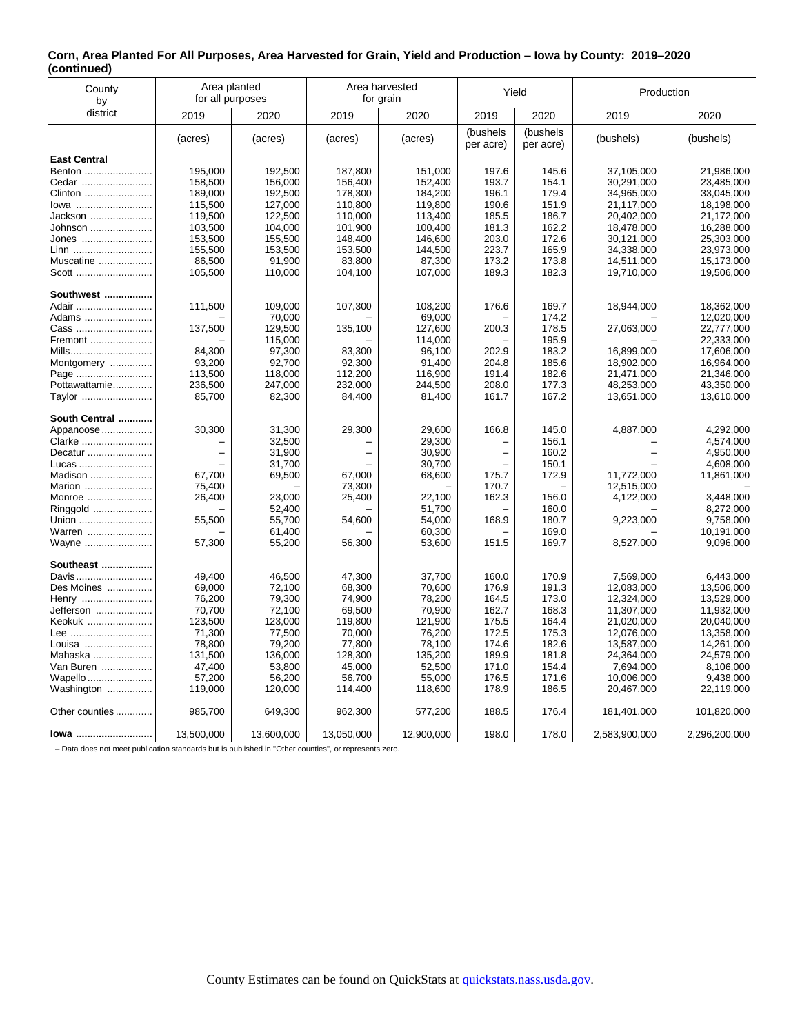**Corn, Area Planted For All Purposes, Area Harvested for Grain, Yield and Production – Iowa by County: 2019–2020 (continued)**

| County by district | Area planted for all purposes | | Area harvested for grain | | Yield | | Production | |
|---|---|---|---|---|---|---|---|---|
| | 2019 | 2020 | 2019 | 2020 | 2019 | 2020 | 2019 | 2020 |
| | (acres) | (acres) | (acres) | (acres) | (bushels per acre) | (bushels per acre) | (bushels) | (bushels) |
| **East Central** | | | | | | | | |
| Benton | 195,000 | 192,500 | 187,800 | 151,000 | 197.6 | 145.6 | 37,105,000 | 21,986,000 |
| Cedar | 158,500 | 156,000 | 156,400 | 152,400 | 193.7 | 154.1 | 30,291,000 | 23,485,000 |
| Clinton | 189,000 | 192,500 | 178,300 | 184,200 | 196.1 | 179.4 | 34,965,000 | 33,045,000 |
| Iowa | 115,500 | 127,000 | 110,800 | 119,800 | 190.6 | 151.9 | 21,117,000 | 18,198,000 |
| Jackson | 119,500 | 122,500 | 110,000 | 113,400 | 185.5 | 186.7 | 20,402,000 | 21,172,000 |
| Johnson | 103,500 | 104,000 | 101,900 | 100,400 | 181.3 | 162.2 | 18,478,000 | 16,288,000 |
| Jones | 153,500 | 155,500 | 148,400 | 146,600 | 203.0 | 172.6 | 30,121,000 | 25,303,000 |
| Linn | 155,500 | 153,500 | 153,500 | 144,500 | 223.7 | 165.9 | 34,338,000 | 23,973,000 |
| Muscatine | 86,500 | 91,900 | 83,800 | 87,300 | 173.2 | 173.8 | 14,511,000 | 15,173,000 |
| Scott | 105,500 | 110,000 | 104,100 | 107,000 | 189.3 | 182.3 | 19,710,000 | 19,506,000 |
| **Southwest** | | | | | | | | |
| Adair | 111,500 | 109,000 | 107,300 | 108,200 | 176.6 | 169.7 | 18,944,000 | 18,362,000 |
| Adams | – | 70,000 | – | 69,000 | – | 174.2 | – | 12,020,000 |
| Cass | 137,500 | 129,500 | 135,100 | 127,600 | 200.3 | 178.5 | 27,063,000 | 22,777,000 |
| Fremont | – | 115,000 | – | 114,000 | – | 195.9 | – | 22,333,000 |
| Mills | 84,300 | 97,300 | 83,300 | 96,100 | 202.9 | 183.2 | 16,899,000 | 17,606,000 |
| Montgomery | 93,200 | 92,700 | 92,300 | 91,400 | 204.8 | 185.6 | 18,902,000 | 16,964,000 |
| Page | 113,500 | 118,000 | 112,200 | 116,900 | 191.4 | 182.6 | 21,471,000 | 21,346,000 |
| Pottawattamie | 236,500 | 247,000 | 232,000 | 244,500 | 208.0 | 177.3 | 48,253,000 | 43,350,000 |
| Taylor | 85,700 | 82,300 | 84,400 | 81,400 | 161.7 | 167.2 | 13,651,000 | 13,610,000 |
| **South Central** | | | | | | | | |
| Appanoose | 30,300 | 31,300 | 29,300 | 29,600 | 166.8 | 145.0 | 4,887,000 | 4,292,000 |
| Clarke | – | 32,500 | – | 29,300 | – | 156.1 | – | 4,574,000 |
| Decatur | – | 31,900 | – | 30,900 | – | 160.2 | – | 4,950,000 |
| Lucas | – | 31,700 | – | 30,700 | – | 150.1 | – | 4,608,000 |
| Madison | 67,700 | 69,500 | 67,000 | 68,600 | 175.7 | 172.9 | 11,772,000 | 11,861,000 |
| Marion | 75,400 | – | 73,300 | – | 170.7 | – | 12,515,000 | – |
| Monroe | 26,400 | 23,000 | 25,400 | 22,100 | 162.3 | 156.0 | 4,122,000 | 3,448,000 |
| Ringgold | – | 52,400 | – | 51,700 | – | 160.0 | – | 8,272,000 |
| Union | 55,500 | 55,700 | 54,600 | 54,000 | 168.9 | 180.7 | 9,223,000 | 9,758,000 |
| Warren | – | 61,400 | – | 60,300 | – | 169.0 | – | 10,191,000 |
| Wayne | 57,300 | 55,200 | 56,300 | 53,600 | 151.5 | 169.7 | 8,527,000 | 9,096,000 |
| **Southeast** | | | | | | | | |
| Davis | 49,400 | 46,500 | 47,300 | 37,700 | 160.0 | 170.9 | 7,569,000 | 6,443,000 |
| Des Moines | 69,000 | 72,100 | 68,300 | 70,600 | 176.9 | 191.3 | 12,083,000 | 13,506,000 |
| Henry | 76,200 | 79,300 | 74,900 | 78,200 | 164.5 | 173.0 | 12,324,000 | 13,529,000 |
| Jefferson | 70,700 | 72,100 | 69,500 | 70,900 | 162.7 | 168.3 | 11,307,000 | 11,932,000 |
| Keokuk | 123,500 | 123,000 | 119,800 | 121,900 | 175.5 | 164.4 | 21,020,000 | 20,040,000 |
| Lee | 71,300 | 77,500 | 70,000 | 76,200 | 172.5 | 175.3 | 12,076,000 | 13,358,000 |
| Louisa | 78,800 | 79,200 | 77,800 | 78,100 | 174.6 | 182.6 | 13,587,000 | 14,261,000 |
| Mahaska | 131,500 | 136,000 | 128,300 | 135,200 | 189.9 | 181.8 | 24,364,000 | 24,579,000 |
| Van Buren | 47,400 | 53,800 | 45,000 | 52,500 | 171.0 | 154.4 | 7,694,000 | 8,106,000 |
| Wapello | 57,200 | 56,200 | 56,700 | 55,000 | 176.5 | 171.6 | 10,006,000 | 9,438,000 |
| Washington | 119,000 | 120,000 | 114,400 | 118,600 | 178.9 | 186.5 | 20,467,000 | 22,119,000 |
| Other counties | 985,700 | 649,300 | 962,300 | 577,200 | 188.5 | 176.4 | 181,401,000 | 101,820,000 |
| **Iowa** | 13,500,000 | 13,600,000 | 13,050,000 | 12,900,000 | 198.0 | 178.0 | 2,583,900,000 | 2,296,200,000 |

– Data does not meet publication standards but is published in "Other counties", or represents zero.

County Estimates can be found on QuickStats at quickstats.nass.usda.gov.